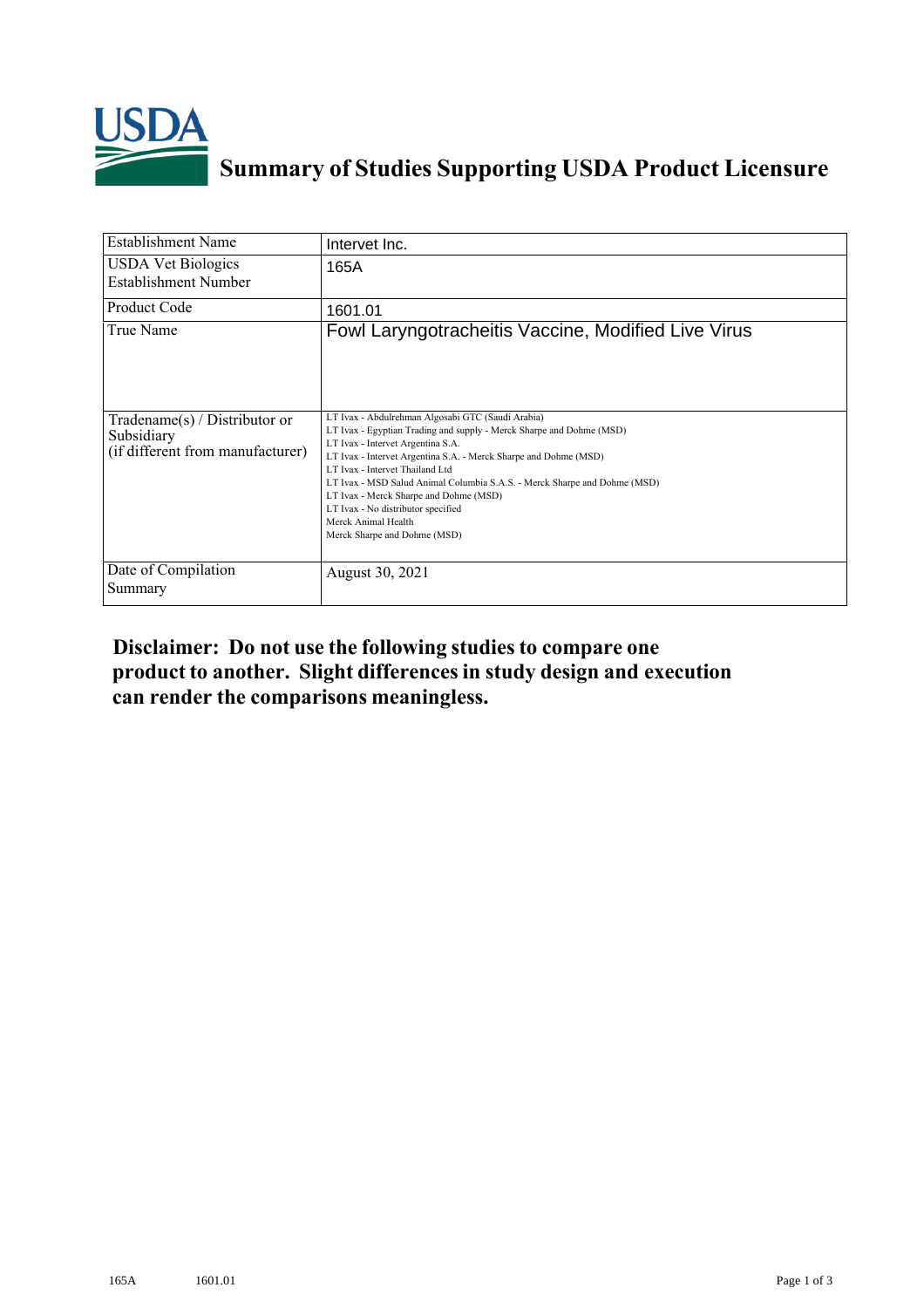# Summary of Studies Supporting USDA Product Licensure

| Establishment Name | Intervet Inc. |
|---|---|
| USDA Vet Biologics Establishment Number | 165A |
| Product Code | 1601.01 |
| True Name | Fowl Laryngotracheitis Vaccine, Modified Live Virus |
| Tradename(s) / Distributor or Subsidiary (if different from manufacturer) | LT Ivax - Abdulrehman Algosabi GTC (Saudi Arabia)<br>LT Ivax - Egyptian Trading and supply - Merck Sharpe and Dohme (MSD)<br>LT Ivax - Intervet Argentina S.A.<br>LT Ivax - Intervet Argentina S.A. - Merck Sharpe and Dohme (MSD)<br>LT Ivax - Intervet Thailand Ltd<br>LT Ivax - MSD Salud Animal Columbia S.A.S. - Merck Sharpe and Dohme (MSD)<br>LT Ivax - Merck Sharpe and Dohme (MSD)<br>LT Ivax - No distributor specified<br>Merck Animal Health<br>Merck Sharpe and Dohme (MSD) |
| Date of Compilation Summary | August 30, 2021 |

**Disclaimer: Do not use the following studies to compare one product to another. Slight differences in study design and execution can render the comparisons meaningless.**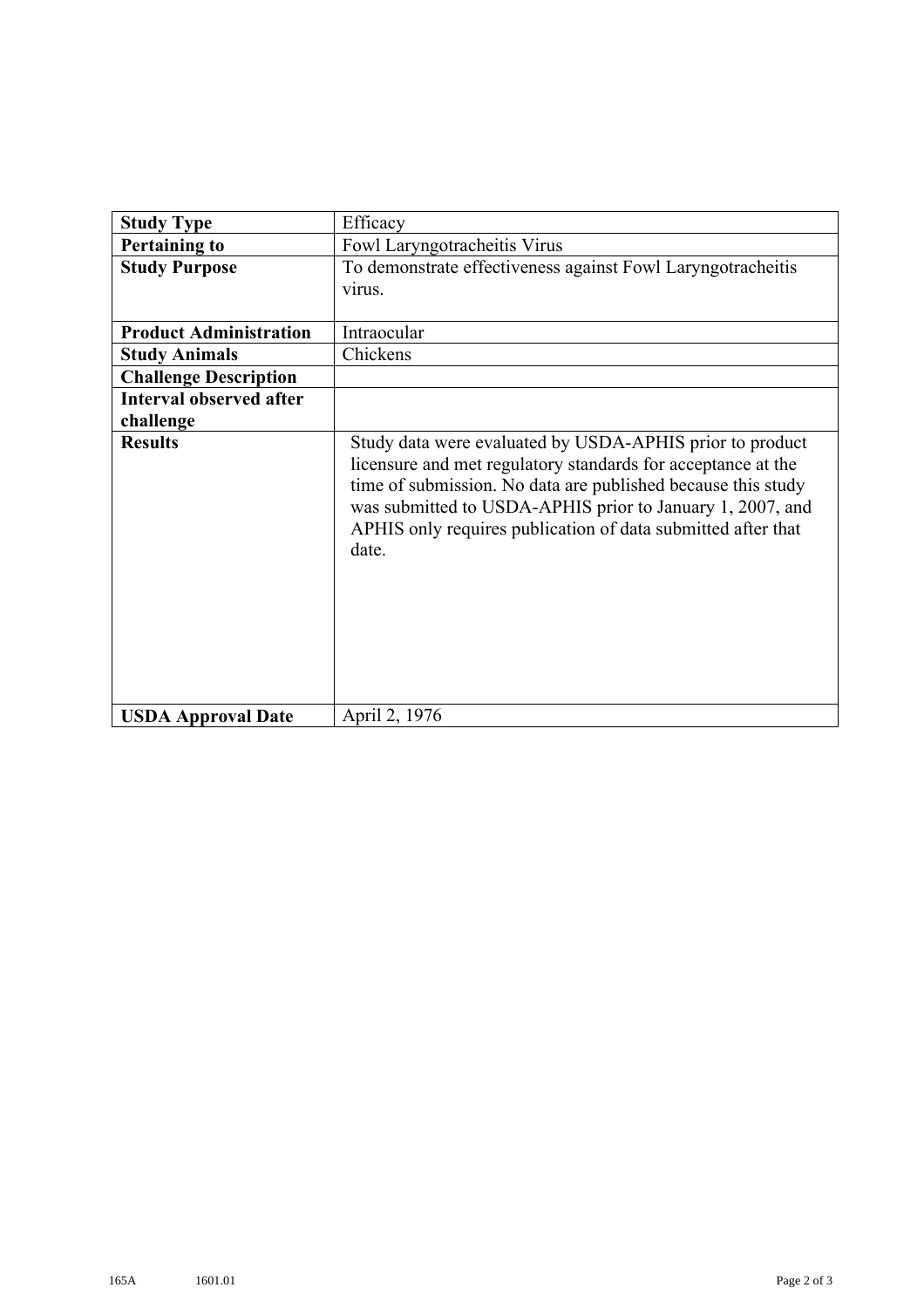| | |
|---|---|
| **Study Type** | Efficacy |
| **Pertaining to** | Fowl Laryngotracheitis Virus |
| **Study Purpose** | To demonstrate effectiveness against Fowl Laryngotracheitis virus. |
| **Product Administration** | Intraocular |
| **Study Animals** | Chickens |
| **Challenge Description** | |
| **Interval observed after challenge** | |
| **Results** | Study data were evaluated by USDA-APHIS prior to product licensure and met regulatory standards for acceptance at the time of submission. No data are published because this study was submitted to USDA-APHIS prior to January 1, 2007, and APHIS only requires publication of data submitted after that date. |
| **USDA Approval Date** | April 2, 1976 |

165A 1601.01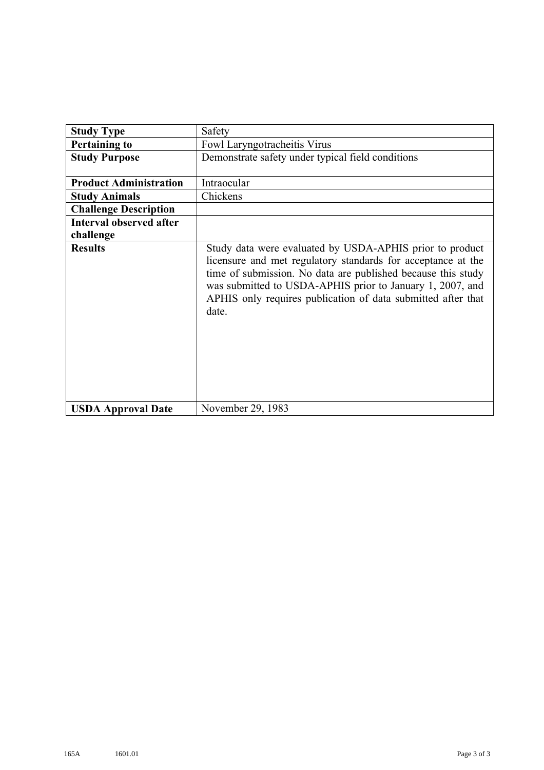| | |
|---|---|
| **Study Type** | Safety |
| **Pertaining to** | Fowl Laryngotracheitis Virus |
| **Study Purpose** | Demonstrate safety under typical field conditions |
| **Product Administration** | Intraocular |
| **Study Animals** | Chickens |
| **Challenge Description** | |
| **Interval observed after challenge** | |
| **Results** | Study data were evaluated by USDA-APHIS prior to product licensure and met regulatory standards for acceptance at the time of submission. No data are published because this study was submitted to USDA-APHIS prior to January 1, 2007, and APHIS only requires publication of data submitted after that date. |
| **USDA Approval Date** | November 29, 1983 |

165A 1601.01